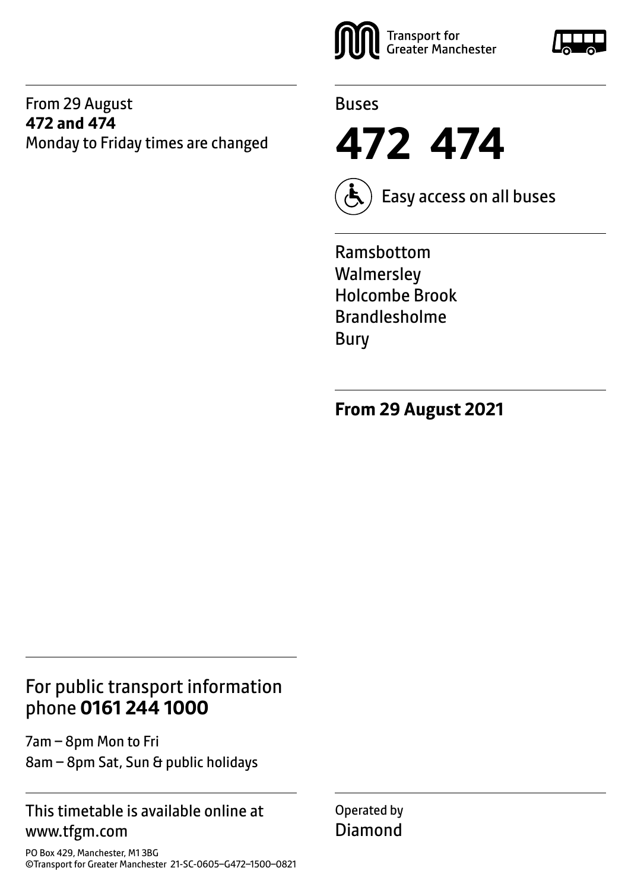From 29 August
**472 and 474**
Monday to Friday times are changed

Transport for Greater Manchester

Buses

# 472 474

Easy access on all buses

Ramsbottom
Walmersley
Holcombe Brook
Brandlesholme
Bury

**From 29 August 2021**

## For public transport information phone **0161 244 1000**

7am – 8pm Mon to Fri
8am – 8pm Sat, Sun & public holidays

This timetable is available online at www.tfgm.com

PO Box 429, Manchester, M1 3BG
©Transport for Greater Manchester 21-SC-0605–G472–1500–0821

Operated by
Diamond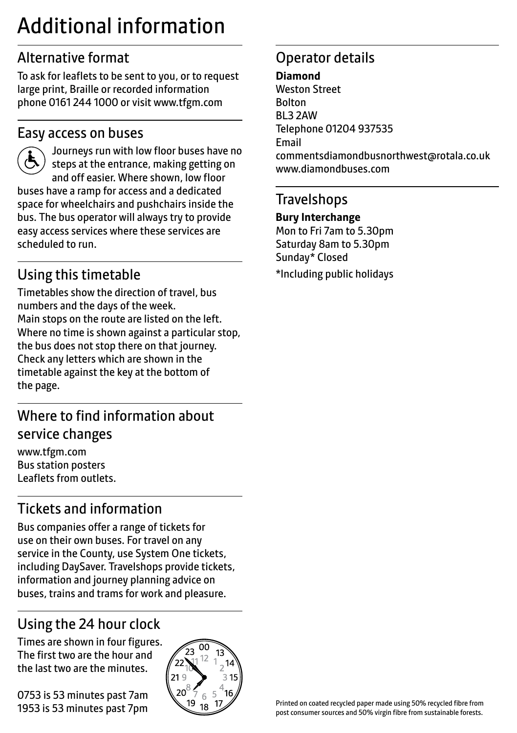# Additional information

## Alternative format

To ask for leaflets to be sent to you, or to request large print, Braille or recorded information phone 0161 244 1000 or visit www.tfgm.com

## Easy access on buses

Journeys run with low floor buses have no steps at the entrance, making getting on and off easier. Where shown, low floor buses have a ramp for access and a dedicated space for wheelchairs and pushchairs inside the bus. The bus operator will always try to provide easy access services where these services are scheduled to run.

## Using this timetable

Timetables show the direction of travel, bus numbers and the days of the week.
Main stops on the route are listed on the left. Where no time is shown against a particular stop, the bus does not stop there on that journey. Check any letters which are shown in the timetable against the key at the bottom of the page.

## Where to find information about service changes

www.tfgm.com
Bus station posters
Leaflets from outlets.

## Tickets and information

Bus companies offer a range of tickets for use on their own buses. For travel on any service in the County, use System One tickets, including DaySaver. Travelshops provide tickets, information and journey planning advice on buses, trains and trams for work and pleasure.

## Using the 24 hour clock

Times are shown in four figures. The first two are the hour and the last two are the minutes.

0753 is 53 minutes past 7am
1953 is 53 minutes past 7pm

## Operator details

**Diamond**
Weston Street
Bolton
BL3 2AW
Telephone 01204 937535
Email
commentsdiamondbusnorthwest@rotala.co.uk
www.diamondbuses.com

## Travelshops

**Bury Interchange**
Mon to Fri 7am to 5.30pm
Saturday 8am to 5.30pm
Sunday* Closed

*Including public holidays

Printed on coated recycled paper made using 50% recycled fibre from post consumer sources and 50% virgin fibre from sustainable forests.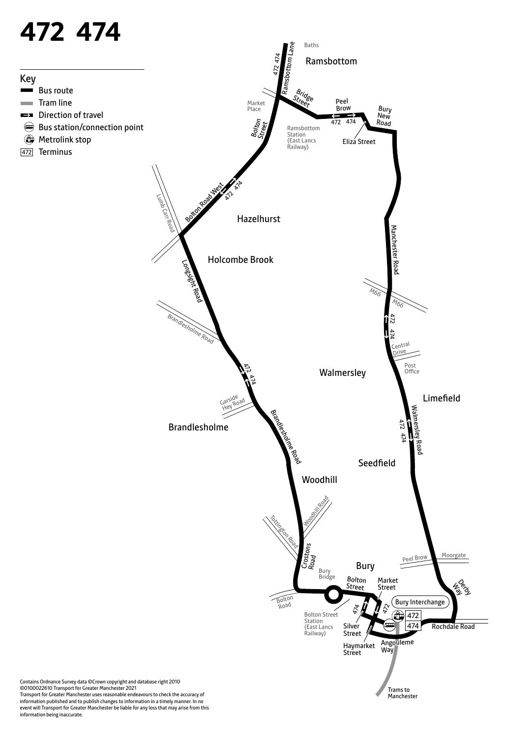# 472 474

## Key

- Bus route
- Tram line
- Direction of travel
- Bus station/connection point
- Metrolink stop
- 472 Terminus

Ramsbottom · Baths · Ramsbottom Lane · Market Place · Bridge Street · Peel Brow · Bury New Road · Eliza Street · Ramsbottom Station (East Lancs Railway) · Bolton Street · Bolton Road West · Lumb Carr Road · Hazelhurst · Holcombe Brook · Longsight Road · Brandlesholme Road · Garside Hey Road · Brandlesholme · Woodhill · Woodhill Road · Tottington Road · Crostons Road · Bury Bridge · Bolton Road · Bolton Street · Market Street · Bolton Street Station (East Lancs Railway) · Silver Street · Haymarket Street · Bury Interchange · Angouleme Way · Rochdale Road · Derby Way · Moorgate · Peel Brow · Bury · Seedfield · Walmersley Road · Limefield · Post Office · Central Drive · Walmersley · M66 · Manchester Road · Trams to Manchester

Contains Ordnance Survey data ©Crown copyright and database right 2010
©0100022610 Transport for Greater Manchester 2021
Transport for Greater Manchester uses reasonable endeavours to check the accuracy of information published and to publish changes to information in a timely manner. In no event will Transport for Greater Manchester be liable for any loss that may arise from this information being inaccurate.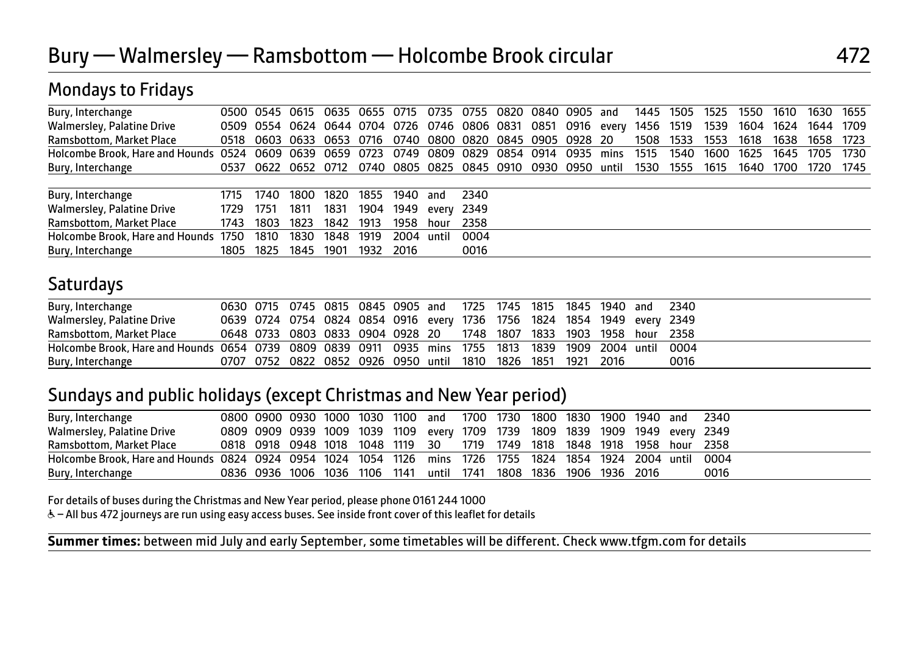# Bury — Walmersley — Ramsbottom — Holcombe Brook circular 472

## Mondays to Fridays

| Bury, Interchange | 0500 | 0545 | 0615 | 0635 | 0655 | 0715 | 0735 | 0755 | 0820 | 0840 | 0905 | and | 1445 | 1505 | 1525 | 1550 | 1610 | 1630 | 1655 |
|---|---|---|---|---|---|---|---|---|---|---|---|---|---|---|---|---|---|---|---|
| Walmersley, Palatine Drive | 0509 | 0554 | 0624 | 0644 | 0704 | 0726 | 0746 | 0806 | 0831 | 0851 | 0916 | every | 1456 | 1519 | 1539 | 1604 | 1624 | 1644 | 1709 |
| Ramsbottom, Market Place | 0518 | 0603 | 0633 | 0653 | 0716 | 0740 | 0800 | 0820 | 0845 | 0905 | 0928 | 20 | 1508 | 1533 | 1553 | 1618 | 1638 | 1658 | 1723 |
| Holcombe Brook, Hare and Hounds | 0524 | 0609 | 0639 | 0659 | 0723 | 0749 | 0809 | 0829 | 0854 | 0914 | 0935 | mins | 1515 | 1540 | 1600 | 1625 | 1645 | 1705 | 1730 |
| Bury, Interchange | 0537 | 0622 | 0652 | 0712 | 0740 | 0805 | 0825 | 0845 | 0910 | 0930 | 0950 | until | 1530 | 1555 | 1615 | 1640 | 1700 | 1720 | 1745 |

| Bury, Interchange | 1715 | 1740 | 1800 | 1820 | 1855 | 1940 | and | 2340 |
|---|---|---|---|---|---|---|---|---|
| Walmersley, Palatine Drive | 1729 | 1751 | 1811 | 1831 | 1904 | 1949 | every | 2349 |
| Ramsbottom, Market Place | 1743 | 1803 | 1823 | 1842 | 1913 | 1958 | hour | 2358 |
| Holcombe Brook, Hare and Hounds | 1750 | 1810 | 1830 | 1848 | 1919 | 2004 | until | 0004 |
| Bury, Interchange | 1805 | 1825 | 1845 | 1901 | 1932 | 2016 | | 0016 |

## Saturdays

| Bury, Interchange | 0630 | 0715 | 0745 | 0815 | 0845 | 0905 | and | 1725 | 1745 | 1815 | 1845 | 1940 | and | 2340 |
|---|---|---|---|---|---|---|---|---|---|---|---|---|---|---|
| Walmersley, Palatine Drive | 0639 | 0724 | 0754 | 0824 | 0854 | 0916 | every | 1736 | 1756 | 1824 | 1854 | 1949 | every | 2349 |
| Ramsbottom, Market Place | 0648 | 0733 | 0803 | 0833 | 0904 | 0928 | 20 | 1748 | 1807 | 1833 | 1903 | 1958 | hour | 2358 |
| Holcombe Brook, Hare and Hounds | 0654 | 0739 | 0809 | 0839 | 0911 | 0935 | mins | 1755 | 1813 | 1839 | 1909 | 2004 | until | 0004 |
| Bury, Interchange | 0707 | 0752 | 0822 | 0852 | 0926 | 0950 | until | 1810 | 1826 | 1851 | 1921 | 2016 | | 0016 |

## Sundays and public holidays (except Christmas and New Year period)

| Bury, Interchange | 0800 | 0900 | 0930 | 1000 | 1030 | 1100 | and | 1700 | 1730 | 1800 | 1830 | 1900 | 1940 | and | 2340 |
|---|---|---|---|---|---|---|---|---|---|---|---|---|---|---|---|
| Walmersley, Palatine Drive | 0809 | 0909 | 0939 | 1009 | 1039 | 1109 | every | 1709 | 1739 | 1809 | 1839 | 1909 | 1949 | every | 2349 |
| Ramsbottom, Market Place | 0818 | 0918 | 0948 | 1018 | 1048 | 1119 | 30 | 1719 | 1749 | 1818 | 1848 | 1918 | 1958 | hour | 2358 |
| Holcombe Brook, Hare and Hounds | 0824 | 0924 | 0954 | 1024 | 1054 | 1126 | mins | 1726 | 1755 | 1824 | 1854 | 1924 | 2004 | until | 0004 |
| Bury, Interchange | 0836 | 0936 | 1006 | 1036 | 1106 | 1141 | until | 1741 | 1808 | 1836 | 1906 | 1936 | 2016 | | 0016 |

For details of buses during the Christmas and New Year period, please phone 0161 244 1000

♿ – All bus 472 journeys are run using easy access buses. See inside front cover of this leaflet for details

**Summer times:** between mid July and early September, some timetables will be different. Check www.tfgm.com for details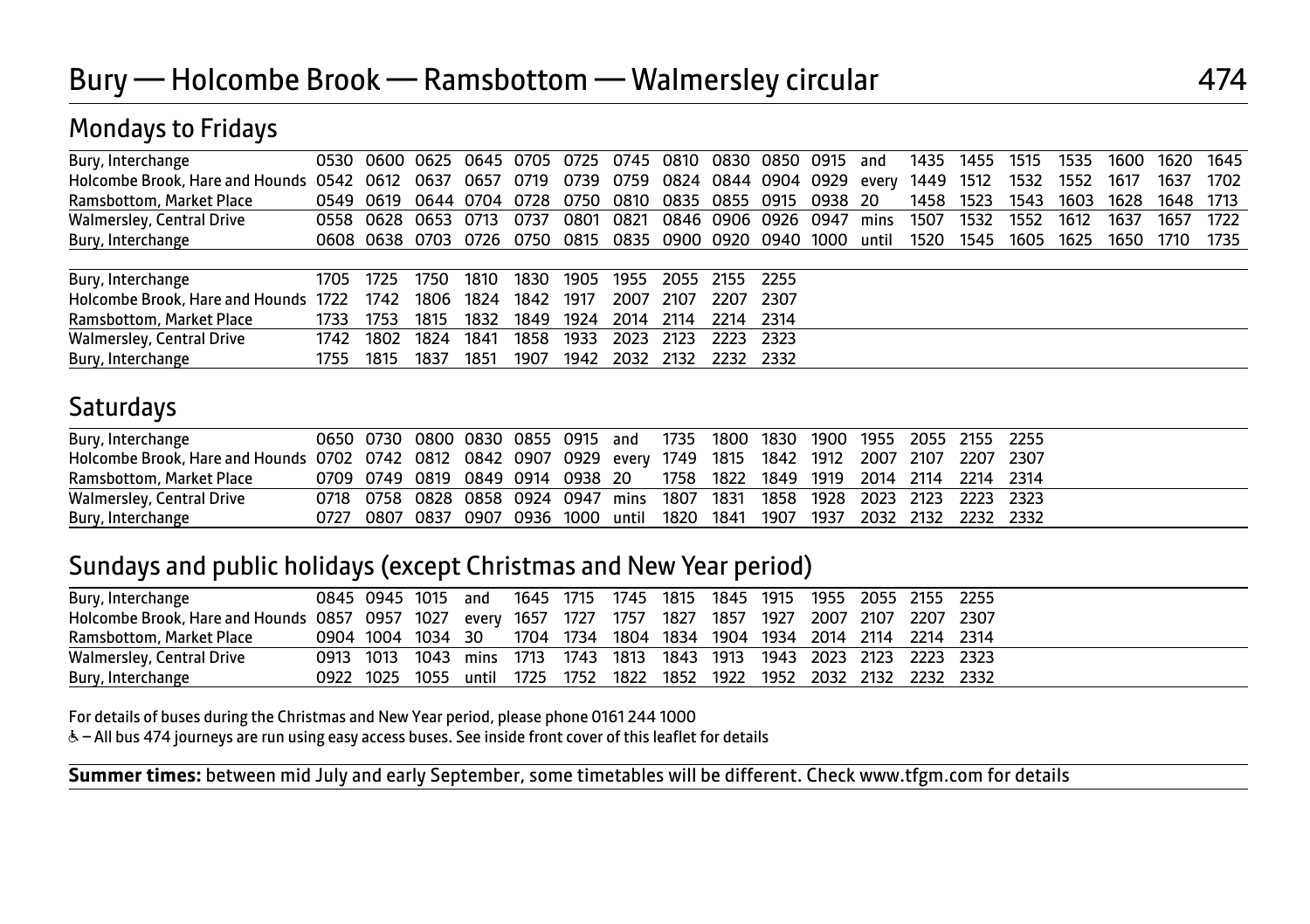# Bury — Holcombe Brook — Ramsbottom — Walmersley circular

474

## Mondays to Fridays

| | | | | | | | | | | | | | | | | | | | |
|---|---|---|---|---|---|---|---|---|---|---|---|---|---|---|---|---|---|---|---|
| Bury, Interchange | 0530 | 0600 | 0625 | 0645 | 0705 | 0725 | 0745 | 0810 | 0830 | 0850 | 0915 | and | 1435 | 1455 | 1515 | 1535 | 1600 | 1620 | 1645 |
| Holcombe Brook, Hare and Hounds | 0542 | 0612 | 0637 | 0657 | 0719 | 0739 | 0759 | 0824 | 0844 | 0904 | 0929 | every | 1449 | 1512 | 1532 | 1552 | 1617 | 1637 | 1702 |
| Ramsbottom, Market Place | 0549 | 0619 | 0644 | 0704 | 0728 | 0750 | 0810 | 0835 | 0855 | 0915 | 0938 | 20 | 1458 | 1523 | 1543 | 1603 | 1628 | 1648 | 1713 |
| Walmersley, Central Drive | 0558 | 0628 | 0653 | 0713 | 0737 | 0801 | 0821 | 0846 | 0906 | 0926 | 0947 | mins | 1507 | 1532 | 1552 | 1612 | 1637 | 1657 | 1722 |
| Bury, Interchange | 0608 | 0638 | 0703 | 0726 | 0750 | 0815 | 0835 | 0900 | 0920 | 0940 | 1000 | until | 1520 | 1545 | 1605 | 1625 | 1650 | 1710 | 1735 |

| | | | | | | | | | | |
|---|---|---|---|---|---|---|---|---|---|---|
| Bury, Interchange | 1705 | 1725 | 1750 | 1810 | 1830 | 1905 | 1955 | 2055 | 2155 | 2255 |
| Holcombe Brook, Hare and Hounds | 1722 | 1742 | 1806 | 1824 | 1842 | 1917 | 2007 | 2107 | 2207 | 2307 |
| Ramsbottom, Market Place | 1733 | 1753 | 1815 | 1832 | 1849 | 1924 | 2014 | 2114 | 2214 | 2314 |
| Walmersley, Central Drive | 1742 | 1802 | 1824 | 1841 | 1858 | 1933 | 2023 | 2123 | 2223 | 2323 |
| Bury, Interchange | 1755 | 1815 | 1837 | 1851 | 1907 | 1942 | 2032 | 2132 | 2232 | 2332 |

## Saturdays

| | | | | | | | | | | | | | | | |
|---|---|---|---|---|---|---|---|---|---|---|---|---|---|---|---|
| Bury, Interchange | 0650 | 0730 | 0800 | 0830 | 0855 | 0915 | and | 1735 | 1800 | 1830 | 1900 | 1955 | 2055 | 2155 | 2255 |
| Holcombe Brook, Hare and Hounds | 0702 | 0742 | 0812 | 0842 | 0907 | 0929 | every | 1749 | 1815 | 1842 | 1912 | 2007 | 2107 | 2207 | 2307 |
| Ramsbottom, Market Place | 0709 | 0749 | 0819 | 0849 | 0914 | 0938 | 20 | 1758 | 1822 | 1849 | 1919 | 2014 | 2114 | 2214 | 2314 |
| Walmersley, Central Drive | 0718 | 0758 | 0828 | 0858 | 0924 | 0947 | mins | 1807 | 1831 | 1858 | 1928 | 2023 | 2123 | 2223 | 2323 |
| Bury, Interchange | 0727 | 0807 | 0837 | 0907 | 0936 | 1000 | until | 1820 | 1841 | 1907 | 1937 | 2032 | 2132 | 2232 | 2332 |

## Sundays and public holidays (except Christmas and New Year period)

| | | | | | | | | | | | | | | | |
|---|---|---|---|---|---|---|---|---|---|---|---|---|---|---|---|
| Bury, Interchange | 0845 | 0945 | 1015 | and | 1645 | 1715 | 1745 | 1815 | 1845 | 1915 | 1955 | 2055 | 2155 | 2255 |
| Holcombe Brook, Hare and Hounds | 0857 | 0957 | 1027 | every | 1657 | 1727 | 1757 | 1827 | 1857 | 1927 | 2007 | 2107 | 2207 | 2307 |
| Ramsbottom, Market Place | 0904 | 1004 | 1034 | 30 | 1704 | 1734 | 1804 | 1834 | 1904 | 1934 | 2014 | 2114 | 2214 | 2314 |
| Walmersley, Central Drive | 0913 | 1013 | 1043 | mins | 1713 | 1743 | 1813 | 1843 | 1913 | 1943 | 2023 | 2123 | 2223 | 2323 |
| Bury, Interchange | 0922 | 1025 | 1055 | until | 1725 | 1752 | 1822 | 1852 | 1922 | 1952 | 2032 | 2132 | 2232 | 2332 |

For details of buses during the Christmas and New Year period, please phone 0161 244 1000

♿ – All bus 474 journeys are run using easy access buses. See inside front cover of this leaflet for details

**Summer times:** between mid July and early September, some timetables will be different. Check www.tfgm.com for details